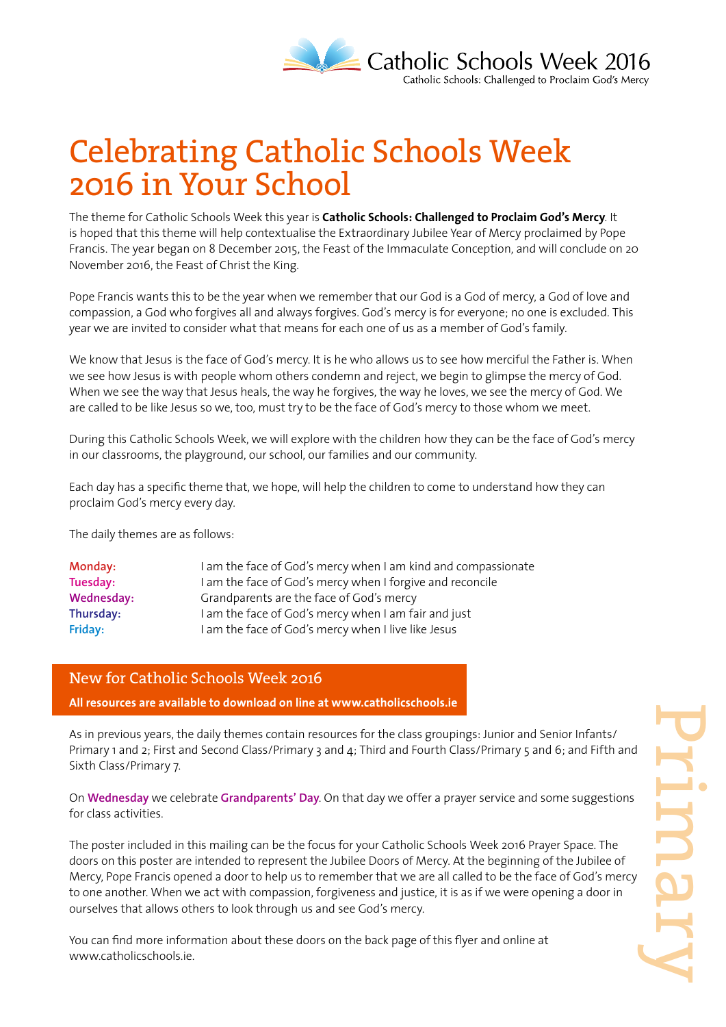Catholic Schools Week 2016
Catholic Schools: Challenged to Proclaim God's Mercy

# Celebrating Catholic Schools Week 2016 in Your School

The theme for Catholic Schools Week this year is **Catholic Schools: Challenged to Proclaim God's Mercy**. It is hoped that this theme will help contextualise the Extraordinary Jubilee Year of Mercy proclaimed by Pope Francis. The year began on 8 December 2015, the Feast of the Immaculate Conception, and will conclude on 20 November 2016, the Feast of Christ the King.

Pope Francis wants this to be the year when we remember that our God is a God of mercy, a God of love and compassion, a God who forgives all and always forgives. God's mercy is for everyone; no one is excluded. This year we are invited to consider what that means for each one of us as a member of God's family.

We know that Jesus is the face of God's mercy. It is he who allows us to see how merciful the Father is. When we see how Jesus is with people whom others condemn and reject, we begin to glimpse the mercy of God. When we see the way that Jesus heals, the way he forgives, the way he loves, we see the mercy of God. We are called to be like Jesus so we, too, must try to be the face of God's mercy to those whom we meet.

During this Catholic Schools Week, we will explore with the children how they can be the face of God's mercy in our classrooms, the playground, our school, our families and our community.

Each day has a specific theme that, we hope, will help the children to come to understand how they can proclaim God's mercy every day.

The daily themes are as follows:

| | |
|---|---|
| **Monday:** | I am the face of God's mercy when I am kind and compassionate |
| **Tuesday:** | I am the face of God's mercy when I forgive and reconcile |
| **Wednesday:** | Grandparents are the face of God's mercy |
| **Thursday:** | I am the face of God's mercy when I am fair and just |
| **Friday:** | I am the face of God's mercy when I live like Jesus |

## New for Catholic Schools Week 2016

**All resources are available to download on line at www.catholicschools.ie**

As in previous years, the daily themes contain resources for the class groupings: Junior and Senior Infants/ Primary 1 and 2; First and Second Class/Primary 3 and 4; Third and Fourth Class/Primary 5 and 6; and Fifth and Sixth Class/Primary 7.

On **Wednesday** we celebrate **Grandparents' Day**. On that day we offer a prayer service and some suggestions for class activities.

The poster included in this mailing can be the focus for your Catholic Schools Week 2016 Prayer Space. The doors on this poster are intended to represent the Jubilee Doors of Mercy. At the beginning of the Jubilee of Mercy, Pope Francis opened a door to help us to remember that we are all called to be the face of God's mercy to one another. When we act with compassion, forgiveness and justice, it is as if we were opening a door in ourselves that allows others to look through us and see God's mercy.

You can find more information about these doors on the back page of this flyer and online at www.catholicschools.ie.

Primary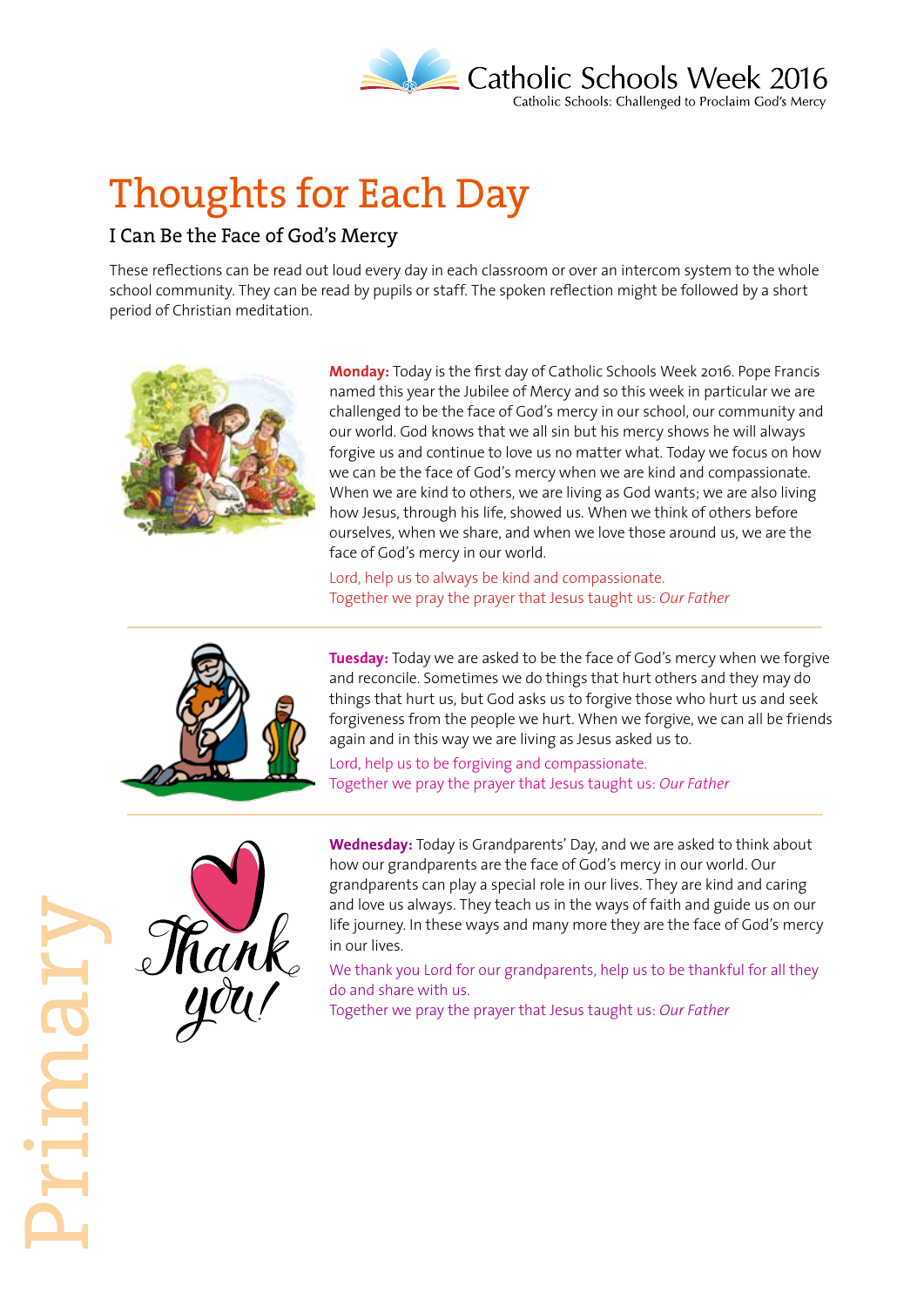# Thoughts for Each Day

## I Can Be the Face of God's Mercy

These reflections can be read out loud every day in each classroom or over an intercom system to the whole school community. They can be read by pupils or staff. The spoken reflection might be followed by a short period of Christian meditation.

**Monday:** Today is the first day of Catholic Schools Week 2016. Pope Francis named this year the Jubilee of Mercy and so this week in particular we are challenged to be the face of God's mercy in our school, our community and our world. God knows that we all sin but his mercy shows he will always forgive us and continue to love us no matter what. Today we focus on how we can be the face of God's mercy when we are kind and compassionate. When we are kind to others, we are living as God wants; we are also living how Jesus, through his life, showed us. When we think of others before ourselves, when we share, and when we love those around us, we are the face of God's mercy in our world.

Lord, help us to always be kind and compassionate.
Together we pray the prayer that Jesus taught us: *Our Father*

**Tuesday:** Today we are asked to be the face of God's mercy when we forgive and reconcile. Sometimes we do things that hurt others and they may do things that hurt us, but God asks us to forgive those who hurt us and seek forgiveness from the people we hurt. When we forgive, we can all be friends again and in this way we are living as Jesus asked us to.

Lord, help us to be forgiving and compassionate.
Together we pray the prayer that Jesus taught us: *Our Father*

**Wednesday:** Today is Grandparents' Day, and we are asked to think about how our grandparents are the face of God's mercy in our world. Our grandparents can play a special role in our lives. They are kind and caring and love us always. They teach us in the ways of faith and guide us on our life journey. In these ways and many more they are the face of God's mercy in our lives.

We thank you Lord for our grandparents, help us to be thankful for all they do and share with us.
Together we pray the prayer that Jesus taught us: *Our Father*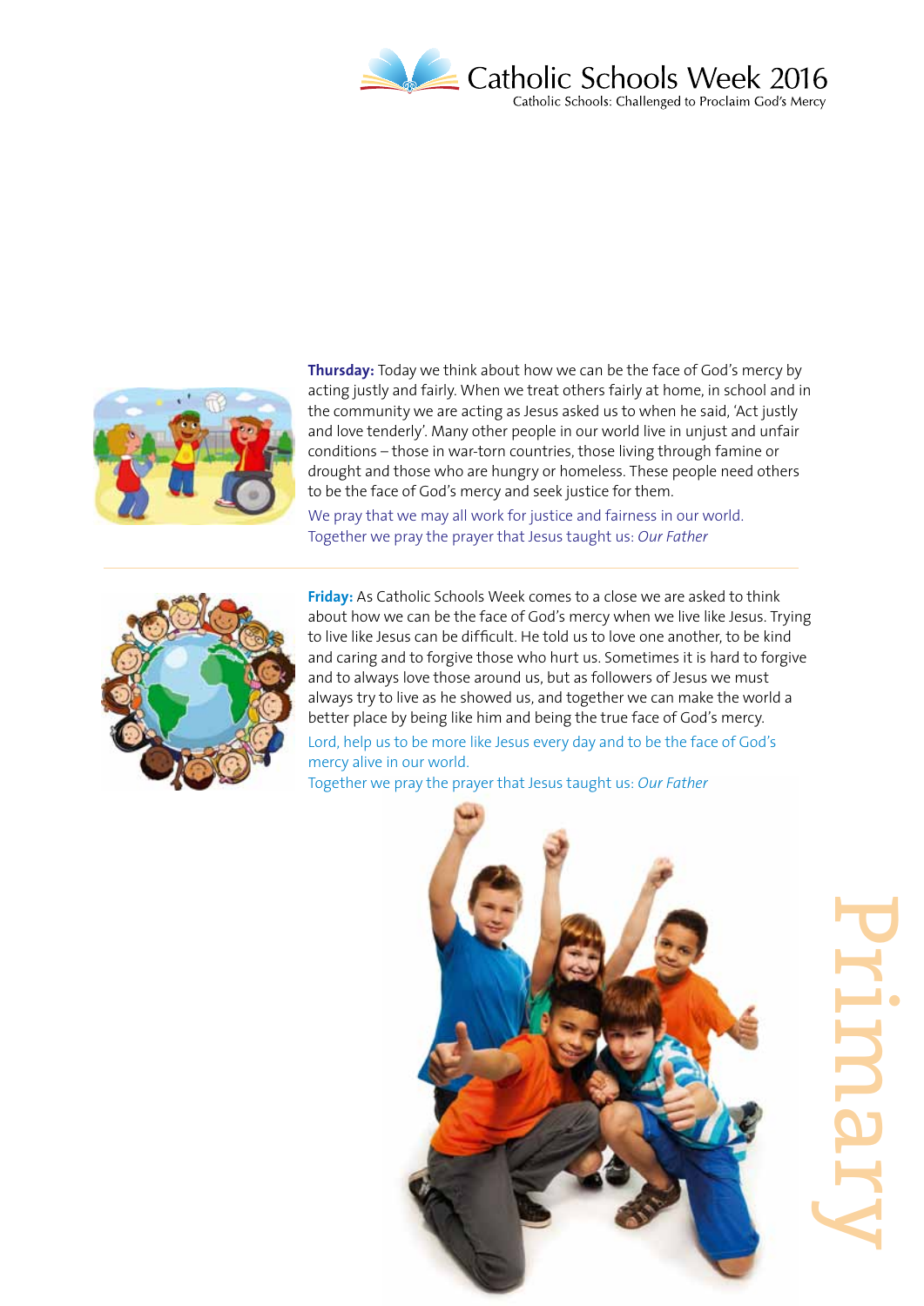**Thursday:** Today we think about how we can be the face of God's mercy by acting justly and fairly. When we treat others fairly at home, in school and in the community we are acting as Jesus asked us to when he said, 'Act justly and love tenderly'. Many other people in our world live in unjust and unfair conditions – those in war-torn countries, those living through famine or drought and those who are hungry or homeless. These people need others to be the face of God's mercy and seek justice for them.

We pray that we may all work for justice and fairness in our world.
Together we pray the prayer that Jesus taught us: *Our Father*

---

**Friday:** As Catholic Schools Week comes to a close we are asked to think about how we can be the face of God's mercy when we live like Jesus. Trying to live like Jesus can be difficult. He told us to love one another, to be kind and caring and to forgive those who hurt us. Sometimes it is hard to forgive and to always love those around us, but as followers of Jesus we must always try to live as he showed us, and together we can make the world a better place by being like him and being the true face of God's mercy.

Lord, help us to be more like Jesus every day and to be the face of God's mercy alive in our world.
Together we pray the prayer that Jesus taught us: *Our Father*

Primary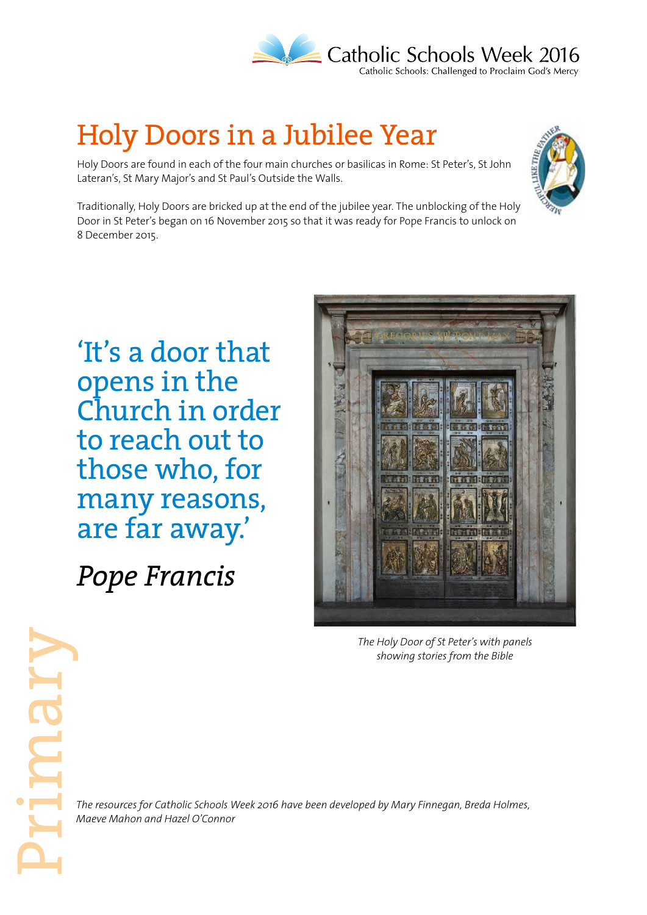Catholic Schools Week 2016

Catholic Schools: Challenged to Proclaim God's Mercy

# Holy Doors in a Jubilee Year

Holy Doors are found in each of the four main churches or basilicas in Rome: St Peter's, St John Lateran's, St Mary Major's and St Paul's Outside the Walls.

Traditionally, Holy Doors are bricked up at the end of the jubilee year. The unblocking of the Holy Door in St Peter's began on 16 November 2015 so that it was ready for Pope Francis to unlock on 8 December 2015.

'It's a door that opens in the Church in order to reach out to those who, for many reasons, are far away.'

*Pope Francis*

*The Holy Door of St Peter's with panels showing stories from the Bible*

*The resources for Catholic Schools Week 2016 have been developed by Mary Finnegan, Breda Holmes, Maeve Mahon and Hazel O'Connor*

Primary